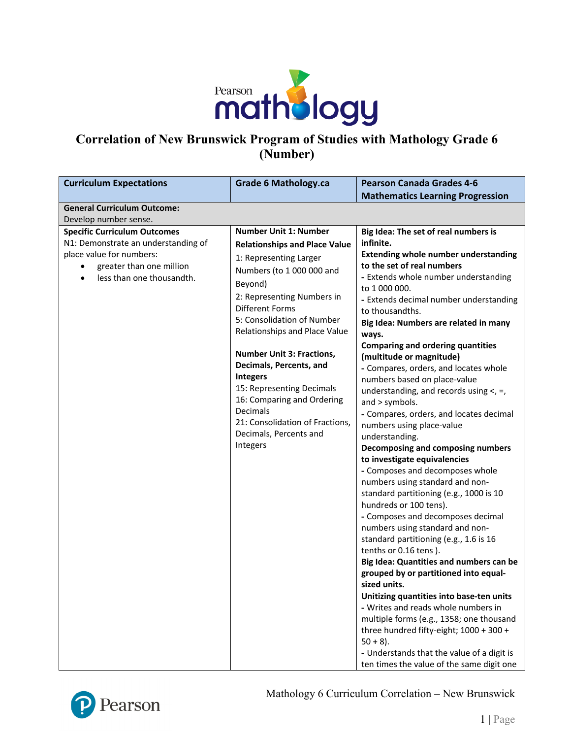# Correlation of New Brunswick Program of Studies with Mathology Grade 6 (Number)

| Curriculum Expectations | Grade 6 Mathology.ca | Pearson Canada Grades 4-6 Mathematics Learning Progression |
|---|---|---|
| **General Curriculum Outcome:**<br>Develop number sense. | | |
| **Specific Curriculum Outcomes**<br>N1: Demonstrate an understanding of place value for numbers:<br>• greater than one million<br>• less than one thousandth. | **Number Unit 1: Number Relationships and Place Value**<br>1: Representing Larger Numbers (to 1 000 000 and Beyond)<br>2: Representing Numbers in Different Forms<br>5: Consolidation of Number Relationships and Place Value<br><br>**Number Unit 3: Fractions, Decimals, Percents, and Integers**<br>15: Representing Decimals<br>16: Comparing and Ordering Decimals<br>21: Consolidation of Fractions, Decimals, Percents and Integers | **Big Idea: The set of real numbers is infinite.**<br>**Extending whole number understanding to the set of real numbers**<br>- Extends whole number understanding to 1 000 000.<br>- Extends decimal number understanding to thousandths.<br>**Big Idea: Numbers are related in many ways.**<br>**Comparing and ordering quantities (multitude or magnitude)**<br>- Compares, orders, and locates whole numbers based on place-value understanding, and records using <, =, and > symbols.<br>- Compares, orders, and locates decimal numbers using place-value understanding.<br>**Decomposing and composing numbers to investigate equivalencies**<br>- Composes and decomposes whole numbers using standard and non-standard partitioning (e.g., 1000 is 10 hundreds or 100 tens).<br>- Composes and decomposes decimal numbers using standard and non-standard partitioning (e.g., 1.6 is 16 tenths or 0.16 tens ).<br>**Big Idea: Quantities and numbers can be grouped by or partitioned into equal-sized units.**<br>**Unitizing quantities into base-ten units**<br>- Writes and reads whole numbers in multiple forms (e.g., 1358; one thousand three hundred fifty-eight; 1000 + 300 + 50 + 8).<br>- Understands that the value of a digit is ten times the value of the same digit one |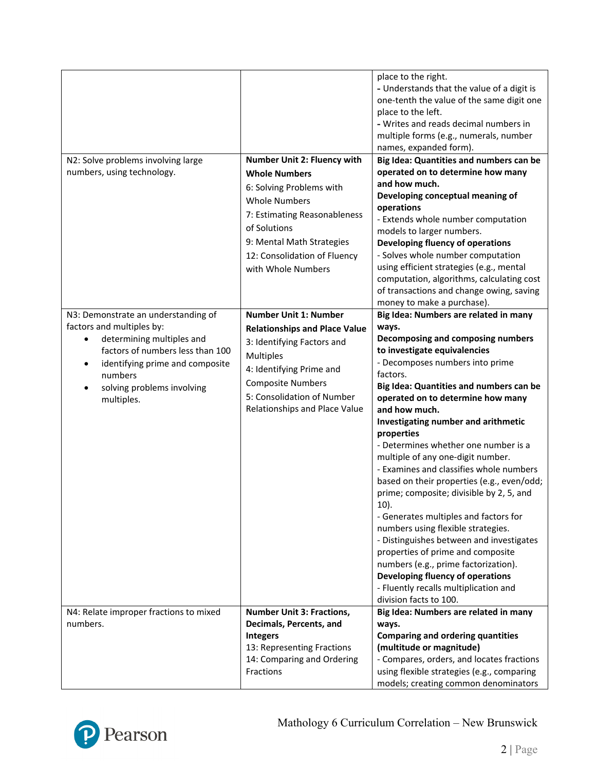| | | |
|---|---|---|
| | | place to the right.<br>- Understands that the value of a digit is one-tenth the value of the same digit one place to the left.<br>- Writes and reads decimal numbers in multiple forms (e.g., numerals, number names, expanded form). |
| N2: Solve problems involving large numbers, using technology. | **Number Unit 2: Fluency with Whole Numbers**<br>6: Solving Problems with Whole Numbers<br>7: Estimating Reasonableness of Solutions<br>9: Mental Math Strategies<br>12: Consolidation of Fluency with Whole Numbers | **Big Idea: Quantities and numbers can be operated on to determine how many and how much.**<br>**Developing conceptual meaning of operations**<br>- Extends whole number computation models to larger numbers.<br>**Developing fluency of operations**<br>- Solves whole number computation using efficient strategies (e.g., mental computation, algorithms, calculating cost of transactions and change owing, saving money to make a purchase). |
| N3: Demonstrate an understanding of factors and multiples by:<br>• determining multiples and factors of numbers less than 100<br>• identifying prime and composite numbers<br>• solving problems involving multiples. | **Number Unit 1: Number Relationships and Place Value**<br>3: Identifying Factors and Multiples<br>4: Identifying Prime and Composite Numbers<br>5: Consolidation of Number Relationships and Place Value | **Big Idea: Numbers are related in many ways.**<br>**Decomposing and composing numbers to investigate equivalencies**<br>- Decomposes numbers into prime factors.<br>**Big Idea: Quantities and numbers can be operated on to determine how many and how much.**<br>**Investigating number and arithmetic properties**<br>- Determines whether one number is a multiple of any one-digit number.<br>- Examines and classifies whole numbers based on their properties (e.g., even/odd; prime; composite; divisible by 2, 5, and 10).<br>- Generates multiples and factors for numbers using flexible strategies.<br>- Distinguishes between and investigates properties of prime and composite numbers (e.g., prime factorization).<br>**Developing fluency of operations**<br>- Fluently recalls multiplication and division facts to 100. |
| N4: Relate improper fractions to mixed numbers. | **Number Unit 3: Fractions, Decimals, Percents, and Integers**<br>13: Representing Fractions<br>14: Comparing and Ordering Fractions | **Big Idea: Numbers are related in many ways.**<br>**Comparing and ordering quantities (multitude or magnitude)**<br>- Compares, orders, and locates fractions using flexible strategies (e.g., comparing models; creating common denominators |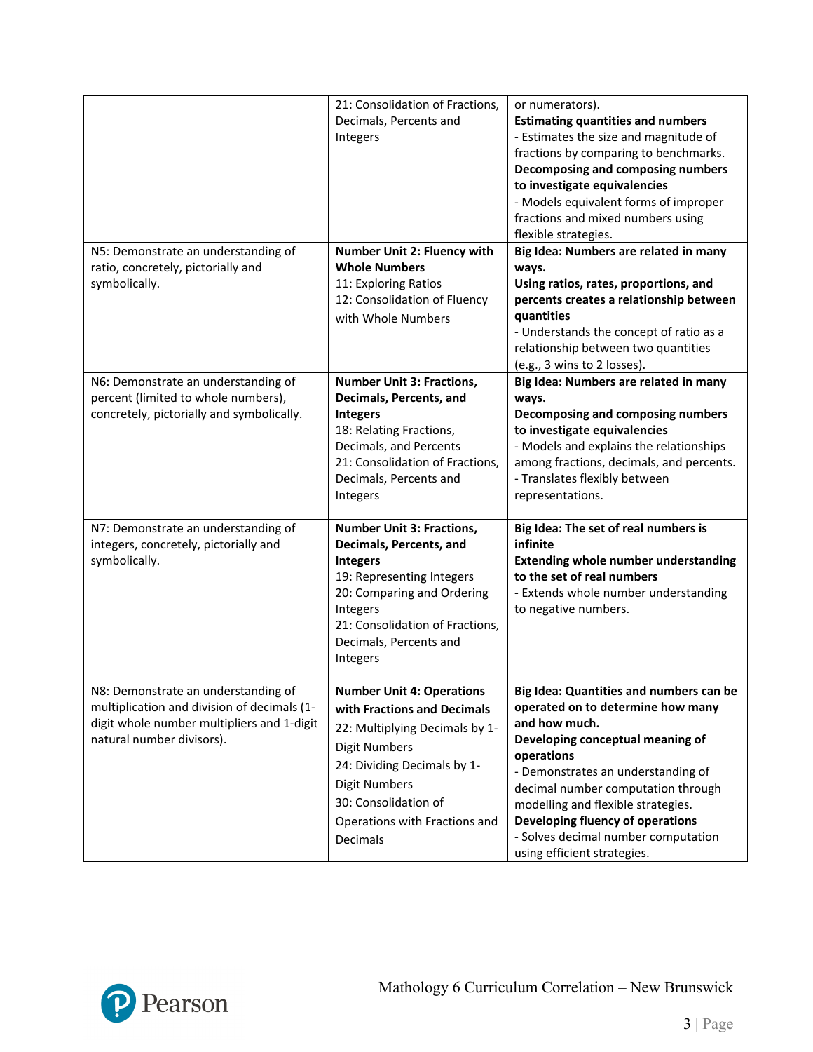| | | |
|---|---|---|
| | 21: Consolidation of Fractions, Decimals, Percents and Integers | or numerators).<br>**Estimating quantities and numbers**<br>- Estimates the size and magnitude of fractions by comparing to benchmarks.<br>**Decomposing and composing numbers to investigate equivalencies**<br>- Models equivalent forms of improper fractions and mixed numbers using flexible strategies. |
| N5: Demonstrate an understanding of ratio, concretely, pictorially and symbolically. | **Number Unit 2: Fluency with Whole Numbers**<br>11: Exploring Ratios<br>12: Consolidation of Fluency with Whole Numbers | **Big Idea: Numbers are related in many ways.**<br>**Using ratios, rates, proportions, and percents creates a relationship between quantities**<br>- Understands the concept of ratio as a relationship between two quantities (e.g., 3 wins to 2 losses). |
| N6: Demonstrate an understanding of percent (limited to whole numbers), concretely, pictorially and symbolically. | **Number Unit 3: Fractions, Decimals, Percents, and Integers**<br>18: Relating Fractions, Decimals, and Percents<br>21: Consolidation of Fractions, Decimals, Percents and Integers | **Big Idea: Numbers are related in many ways.**<br>**Decomposing and composing numbers to investigate equivalencies**<br>- Models and explains the relationships among fractions, decimals, and percents.<br>- Translates flexibly between representations. |
| N7: Demonstrate an understanding of integers, concretely, pictorially and symbolically. | **Number Unit 3: Fractions, Decimals, Percents, and Integers**<br>19: Representing Integers<br>20: Comparing and Ordering Integers<br>21: Consolidation of Fractions, Decimals, Percents and Integers | **Big Idea: The set of real numbers is infinite**<br>**Extending whole number understanding to the set of real numbers**<br>- Extends whole number understanding to negative numbers. |
| N8: Demonstrate an understanding of multiplication and division of decimals (1-digit whole number multipliers and 1-digit natural number divisors). | **Number Unit 4: Operations with Fractions and Decimals**<br>22: Multiplying Decimals by 1-Digit Numbers<br>24: Dividing Decimals by 1-Digit Numbers<br>30: Consolidation of Operations with Fractions and Decimals | **Big Idea: Quantities and numbers can be operated on to determine how many and how much.**<br>**Developing conceptual meaning of operations**<br>- Demonstrates an understanding of decimal number computation through modelling and flexible strategies.<br>**Developing fluency of operations**<br>- Solves decimal number computation using efficient strategies. |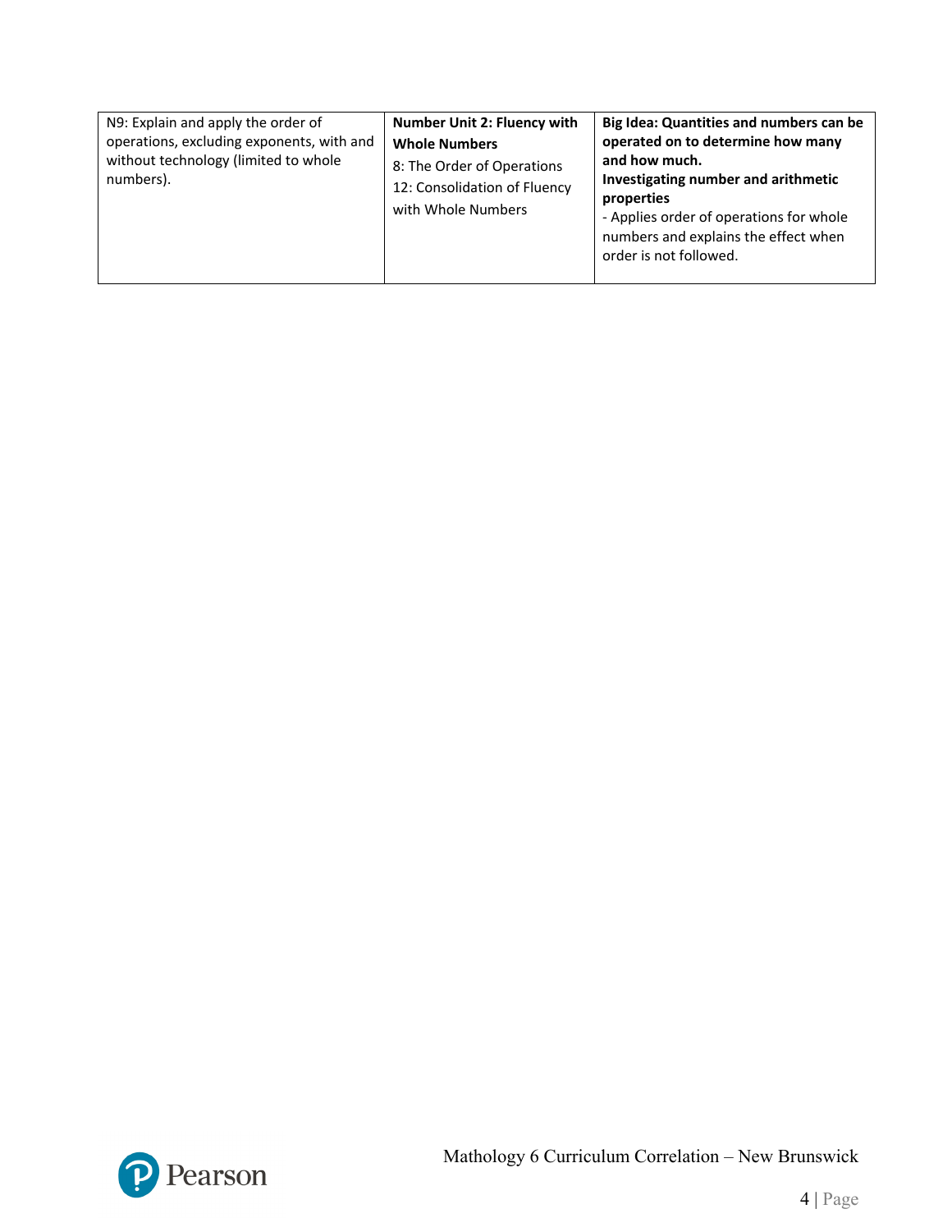| | | |
|---|---|---|
| N9: Explain and apply the order of operations, excluding exponents, with and without technology (limited to whole numbers). | **Number Unit 2: Fluency with Whole Numbers**<br>8: The Order of Operations<br>12: Consolidation of Fluency with Whole Numbers | **Big Idea: Quantities and numbers can be operated on to determine how many and how much.**<br>**Investigating number and arithmetic properties**<br>- Applies order of operations for whole numbers and explains the effect when order is not followed. |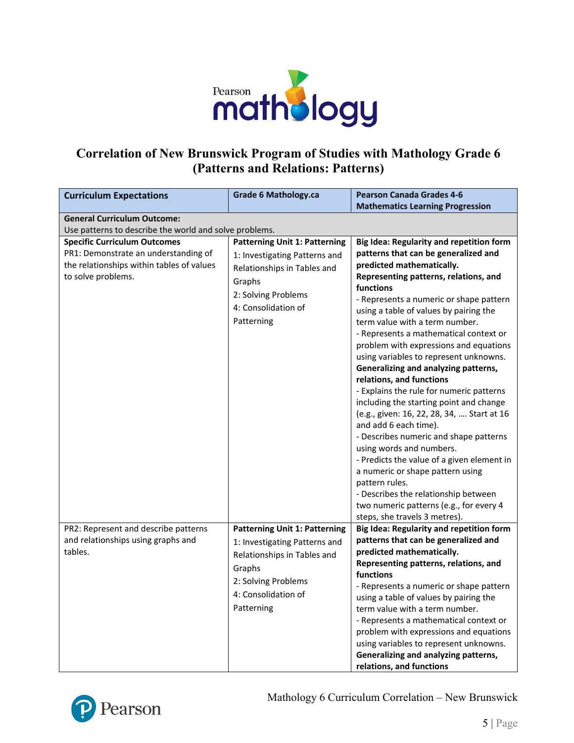## Correlation of New Brunswick Program of Studies with Mathology Grade 6 (Patterns and Relations: Patterns)

| Curriculum Expectations | Grade 6 Mathology.ca | Pearson Canada Grades 4-6 Mathematics Learning Progression |
|---|---|---|
| **General Curriculum Outcome:**<br>Use patterns to describe the world and solve problems. | | |
| **Specific Curriculum Outcomes**<br>PR1: Demonstrate an understanding of the relationships within tables of values to solve problems. | **Patterning Unit 1: Patterning**<br>1: Investigating Patterns and Relationships in Tables and Graphs<br>2: Solving Problems<br>4: Consolidation of Patterning | **Big Idea: Regularity and repetition form patterns that can be generalized and predicted mathematically.**<br>**Representing patterns, relations, and functions**<br>- Represents a numeric or shape pattern using a table of values by pairing the term value with a term number.<br>- Represents a mathematical context or problem with expressions and equations using variables to represent unknowns.<br>**Generalizing and analyzing patterns, relations, and functions**<br>- Explains the rule for numeric patterns including the starting point and change (e.g., given: 16, 22, 28, 34, …. Start at 16 and add 6 each time).<br>- Describes numeric and shape patterns using words and numbers.<br>- Predicts the value of a given element in a numeric or shape pattern using pattern rules.<br>- Describes the relationship between two numeric patterns (e.g., for every 4 steps, she travels 3 metres). |
| PR2: Represent and describe patterns and relationships using graphs and tables. | **Patterning Unit 1: Patterning**<br>1: Investigating Patterns and Relationships in Tables and Graphs<br>2: Solving Problems<br>4: Consolidation of Patterning | **Big Idea: Regularity and repetition form patterns that can be generalized and predicted mathematically.**<br>**Representing patterns, relations, and functions**<br>- Represents a numeric or shape pattern using a table of values by pairing the term value with a term number.<br>- Represents a mathematical context or problem with expressions and equations using variables to represent unknowns.<br>**Generalizing and analyzing patterns, relations, and functions** |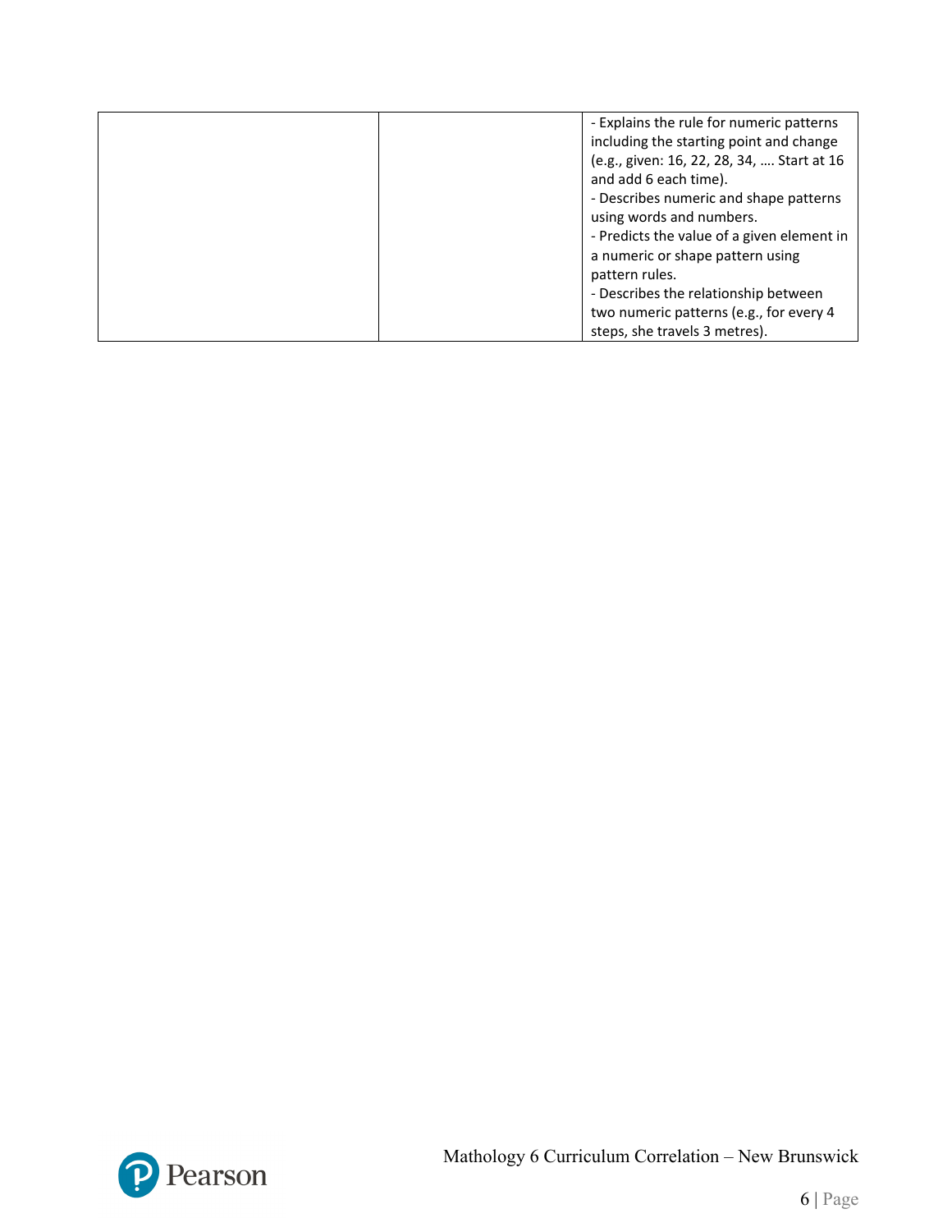| | | |
|---|---|---|
| | | - Explains the rule for numeric patterns including the starting point and change (e.g., given: 16, 22, 28, 34, …. Start at 16 and add 6 each time).<br>- Describes numeric and shape patterns using words and numbers.<br>- Predicts the value of a given element in a numeric or shape pattern using pattern rules.<br>- Describes the relationship between two numeric patterns (e.g., for every 4 steps, she travels 3 metres). |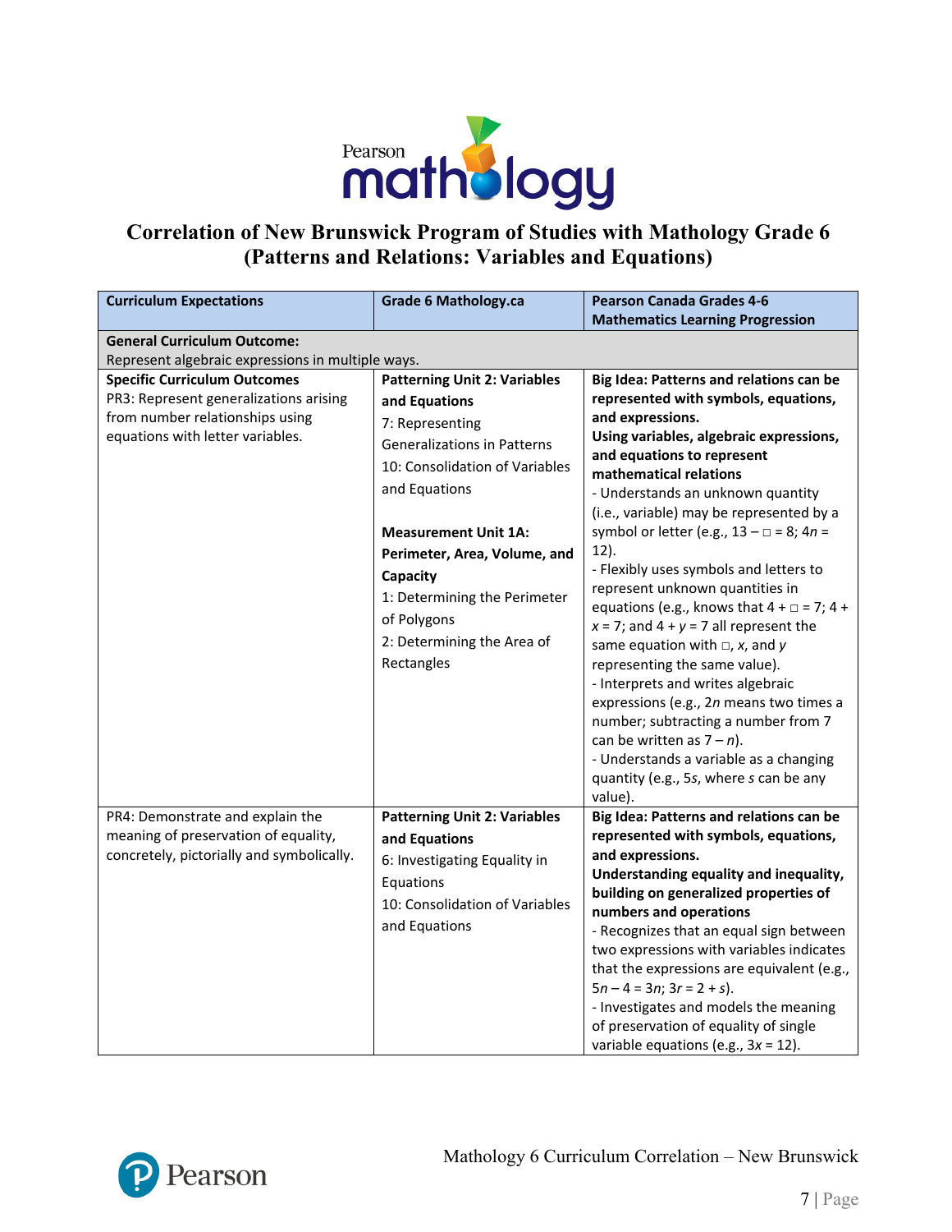# Correlation of New Brunswick Program of Studies with Mathology Grade 6 (Patterns and Relations: Variables and Equations)

| Curriculum Expectations | Grade 6 Mathology.ca | Pearson Canada Grades 4-6 Mathematics Learning Progression |
|---|---|---|
| **General Curriculum Outcome:** Represent algebraic expressions in multiple ways. | | |
| **Specific Curriculum Outcomes** PR3: Represent generalizations arising from number relationships using equations with letter variables. | **Patterning Unit 2: Variables and Equations** 7: Representing Generalizations in Patterns 10: Consolidation of Variables and Equations **Measurement Unit 1A: Perimeter, Area, Volume, and Capacity** 1: Determining the Perimeter of Polygons 2: Determining the Area of Rectangles | **Big Idea: Patterns and relations can be represented with symbols, equations, and expressions.** **Using variables, algebraic expressions, and equations to represent mathematical relations** - Understands an unknown quantity (i.e., variable) may be represented by a symbol or letter (e.g., $13 - \square = 8$; $4n = 12$). - Flexibly uses symbols and letters to represent unknown quantities in equations (e.g., knows that $4 + \square = 7$; $4 + x = 7$; and $4 + y = 7$ all represent the same equation with $\square$, $x$, and $y$ representing the same value). - Interprets and writes algebraic expressions (e.g., $2n$ means two times a number; subtracting a number from 7 can be written as $7 - n$). - Understands a variable as a changing quantity (e.g., $5s$, where $s$ can be any value). |
| PR4: Demonstrate and explain the meaning of preservation of equality, concretely, pictorially and symbolically. | **Patterning Unit 2: Variables and Equations** 6: Investigating Equality in Equations 10: Consolidation of Variables and Equations | **Big Idea: Patterns and relations can be represented with symbols, equations, and expressions.** **Understanding equality and inequality, building on generalized properties of numbers and operations** - Recognizes that an equal sign between two expressions with variables indicates that the expressions are equivalent (e.g., $5n - 4 = 3n$; $3r = 2 + s$). - Investigates and models the meaning of preservation of equality of single variable equations (e.g., $3x = 12$). |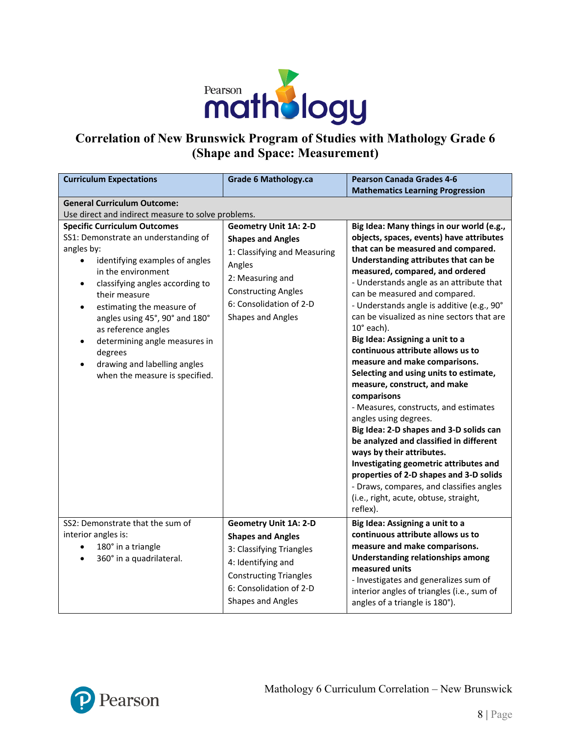# Correlation of New Brunswick Program of Studies with Mathology Grade 6 (Shape and Space: Measurement)

| Curriculum Expectations | Grade 6 Mathology.ca | Pearson Canada Grades 4-6 Mathematics Learning Progression |
|---|---|---|
| **General Curriculum Outcome:**<br>Use direct and indirect measure to solve problems. | | |
| **Specific Curriculum Outcomes**<br>SS1: Demonstrate an understanding of angles by:<br>• identifying examples of angles in the environment<br>• classifying angles according to their measure<br>• estimating the measure of angles using 45°, 90° and 180° as reference angles<br>• determining angle measures in degrees<br>• drawing and labelling angles when the measure is specified. | **Geometry Unit 1A: 2-D Shapes and Angles**<br>1: Classifying and Measuring Angles<br>2: Measuring and Constructing Angles<br>6: Consolidation of 2-D Shapes and Angles | **Big Idea: Many things in our world (e.g., objects, spaces, events) have attributes that can be measured and compared. Understanding attributes that can be measured, compared, and ordered**<br>- Understands angle as an attribute that can be measured and compared.<br>- Understands angle is additive (e.g., 90° can be visualized as nine sectors that are 10° each).<br>**Big Idea: Assigning a unit to a continuous attribute allows us to measure and make comparisons. Selecting and using units to estimate, measure, construct, and make comparisons**<br>- Measures, constructs, and estimates angles using degrees.<br>**Big Idea: 2-D shapes and 3-D solids can be analyzed and classified in different ways by their attributes. Investigating geometric attributes and properties of 2-D shapes and 3-D solids**<br>- Draws, compares, and classifies angles (i.e., right, acute, obtuse, straight, reflex). |
| SS2: Demonstrate that the sum of interior angles is:<br>• 180° in a triangle<br>• 360° in a quadrilateral. | **Geometry Unit 1A: 2-D Shapes and Angles**<br>3: Classifying Triangles<br>4: Identifying and Constructing Triangles<br>6: Consolidation of 2-D Shapes and Angles | **Big Idea: Assigning a unit to a continuous attribute allows us to measure and make comparisons. Understanding relationships among measured units**<br>- Investigates and generalizes sum of interior angles of triangles (i.e., sum of angles of a triangle is 180°). |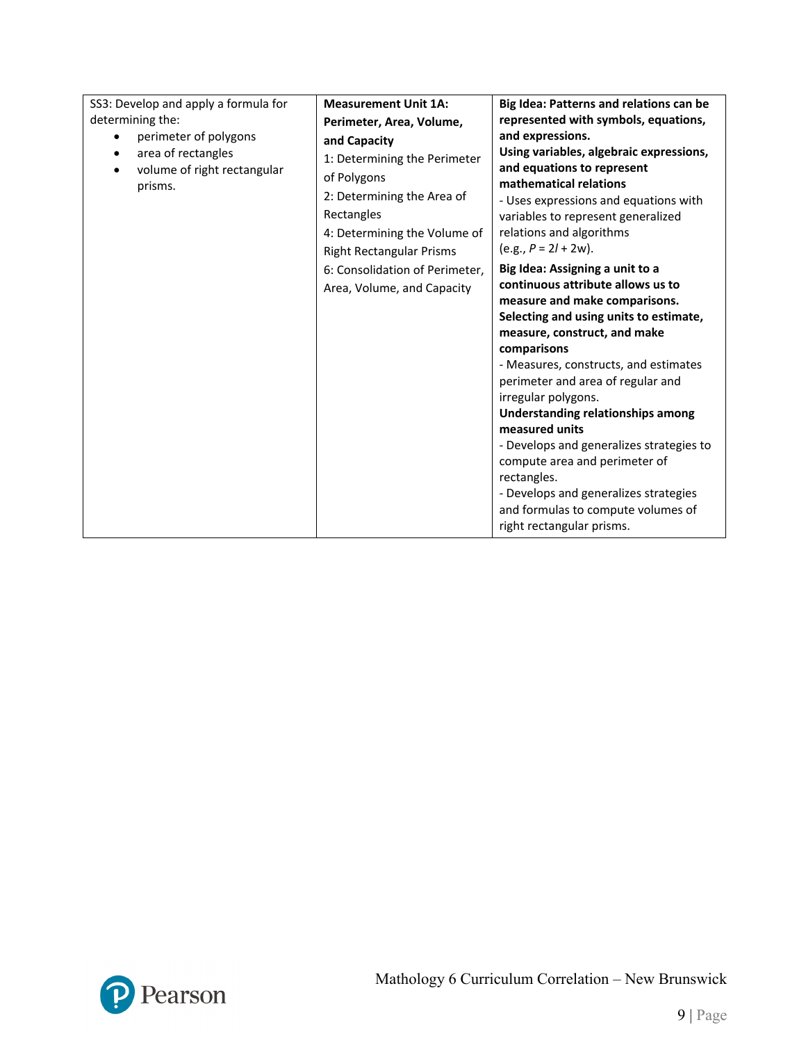| SS3: Develop and apply a formula for determining the:<br>• perimeter of polygons<br>• area of rectangles<br>• volume of right rectangular prisms. | **Measurement Unit 1A: Perimeter, Area, Volume, and Capacity**<br>1: Determining the Perimeter of Polygons<br>2: Determining the Area of Rectangles<br>4: Determining the Volume of Right Rectangular Prisms<br>6: Consolidation of Perimeter, Area, Volume, and Capacity | **Big Idea: Patterns and relations can be represented with symbols, equations, and expressions.**<br>**Using variables, algebraic expressions, and equations to represent mathematical relations**<br>- Uses expressions and equations with variables to represent generalized relations and algorithms (e.g., $P = 2l + 2w$).<br>**Big Idea: Assigning a unit to a continuous attribute allows us to measure and make comparisons.**<br>**Selecting and using units to estimate, measure, construct, and make comparisons**<br>- Measures, constructs, and estimates perimeter and area of regular and irregular polygons.<br>**Understanding relationships among measured units**<br>- Develops and generalizes strategies to compute area and perimeter of rectangles.<br>- Develops and generalizes strategies and formulas to compute volumes of right rectangular prisms. |
|---|---|---|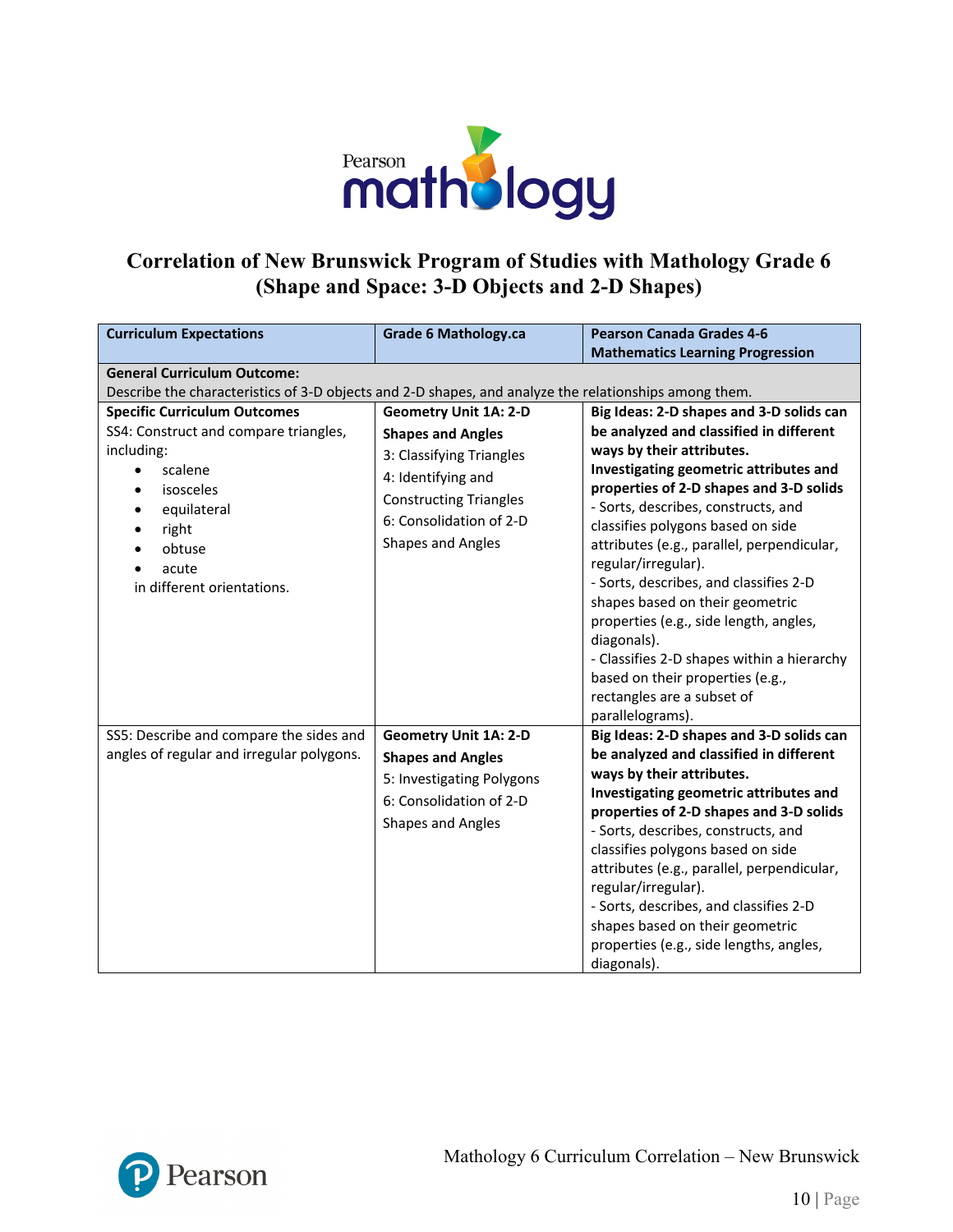# Correlation of New Brunswick Program of Studies with Mathology Grade 6 (Shape and Space: 3-D Objects and 2-D Shapes)

| Curriculum Expectations | Grade 6 Mathology.ca | Pearson Canada Grades 4-6 Mathematics Learning Progression |
|---|---|---|
| **General Curriculum Outcome:** Describe the characteristics of 3-D objects and 2-D shapes, and analyze the relationships among them. | | |
| **Specific Curriculum Outcomes**<br>SS4: Construct and compare triangles, including:<br>• scalene<br>• isosceles<br>• equilateral<br>• right<br>• obtuse<br>• acute<br>in different orientations. | **Geometry Unit 1A: 2-D Shapes and Angles**<br>3: Classifying Triangles<br>4: Identifying and Constructing Triangles<br>6: Consolidation of 2-D Shapes and Angles | **Big Ideas: 2-D shapes and 3-D solids can be analyzed and classified in different ways by their attributes.**<br>**Investigating geometric attributes and properties of 2-D shapes and 3-D solids**<br>- Sorts, describes, constructs, and classifies polygons based on side attributes (e.g., parallel, perpendicular, regular/irregular).<br>- Sorts, describes, and classifies 2-D shapes based on their geometric properties (e.g., side length, angles, diagonals).<br>- Classifies 2-D shapes within a hierarchy based on their properties (e.g., rectangles are a subset of parallelograms). |
| SS5: Describe and compare the sides and angles of regular and irregular polygons. | **Geometry Unit 1A: 2-D Shapes and Angles**<br>5: Investigating Polygons<br>6: Consolidation of 2-D Shapes and Angles | **Big Ideas: 2-D shapes and 3-D solids can be analyzed and classified in different ways by their attributes.**<br>**Investigating geometric attributes and properties of 2-D shapes and 3-D solids**<br>- Sorts, describes, constructs, and classifies polygons based on side attributes (e.g., parallel, perpendicular, regular/irregular).<br>- Sorts, describes, and classifies 2-D shapes based on their geometric properties (e.g., side lengths, angles, diagonals). |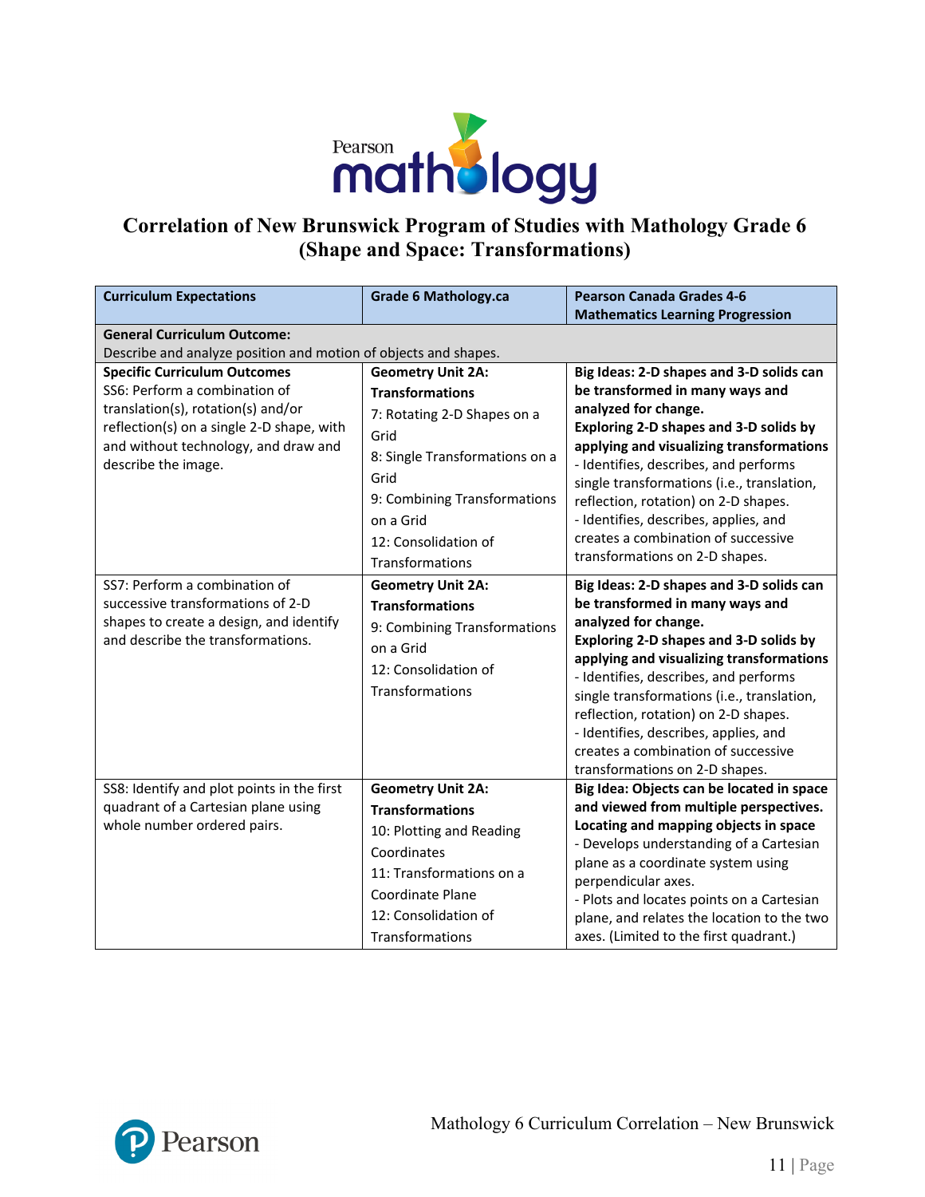# Correlation of New Brunswick Program of Studies with Mathology Grade 6 (Shape and Space: Transformations)

| Curriculum Expectations | Grade 6 Mathology.ca | Pearson Canada Grades 4-6 Mathematics Learning Progression |
|---|---|---|
| **General Curriculum Outcome:** Describe and analyze position and motion of objects and shapes. | | |
| **Specific Curriculum Outcomes**<br>SS6: Perform a combination of translation(s), rotation(s) and/or reflection(s) on a single 2-D shape, with and without technology, and draw and describe the image. | **Geometry Unit 2A: Transformations**<br>7: Rotating 2-D Shapes on a Grid<br>8: Single Transformations on a Grid<br>9: Combining Transformations on a Grid<br>12: Consolidation of Transformations | **Big Ideas: 2-D shapes and 3-D solids can be transformed in many ways and analyzed for change.**<br>**Exploring 2-D shapes and 3-D solids by applying and visualizing transformations**<br>- Identifies, describes, and performs single transformations (i.e., translation, reflection, rotation) on 2-D shapes.<br>- Identifies, describes, applies, and creates a combination of successive transformations on 2-D shapes. |
| SS7: Perform a combination of successive transformations of 2-D shapes to create a design, and identify and describe the transformations. | **Geometry Unit 2A: Transformations**<br>9: Combining Transformations on a Grid<br>12: Consolidation of Transformations | **Big Ideas: 2-D shapes and 3-D solids can be transformed in many ways and analyzed for change.**<br>**Exploring 2-D shapes and 3-D solids by applying and visualizing transformations**<br>- Identifies, describes, and performs single transformations (i.e., translation, reflection, rotation) on 2-D shapes.<br>- Identifies, describes, applies, and creates a combination of successive transformations on 2-D shapes. |
| SS8: Identify and plot points in the first quadrant of a Cartesian plane using whole number ordered pairs. | **Geometry Unit 2A: Transformations**<br>10: Plotting and Reading Coordinates<br>11: Transformations on a Coordinate Plane<br>12: Consolidation of Transformations | **Big Idea: Objects can be located in space and viewed from multiple perspectives.**<br>**Locating and mapping objects in space**<br>- Develops understanding of a Cartesian plane as a coordinate system using perpendicular axes.<br>- Plots and locates points on a Cartesian plane, and relates the location to the two axes. (Limited to the first quadrant.) |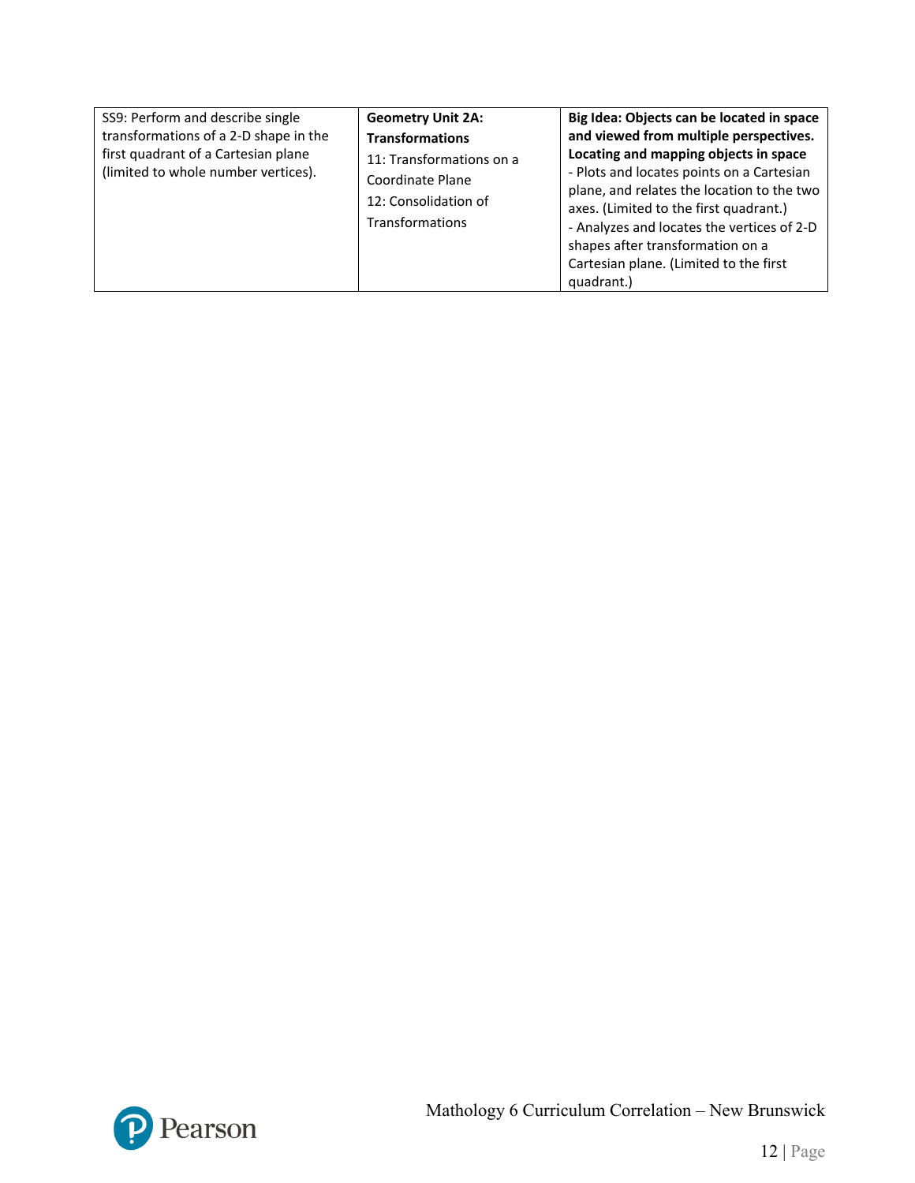| | | |
|---|---|---|
| SS9: Perform and describe single transformations of a 2-D shape in the first quadrant of a Cartesian plane (limited to whole number vertices). | **Geometry Unit 2A: Transformations**<br>11: Transformations on a Coordinate Plane<br>12: Consolidation of Transformations | **Big Idea: Objects can be located in space and viewed from multiple perspectives.**<br>**Locating and mapping objects in space**<br>- Plots and locates points on a Cartesian plane, and relates the location to the two axes. (Limited to the first quadrant.)<br>- Analyzes and locates the vertices of 2-D shapes after transformation on a Cartesian plane. (Limited to the first quadrant.) |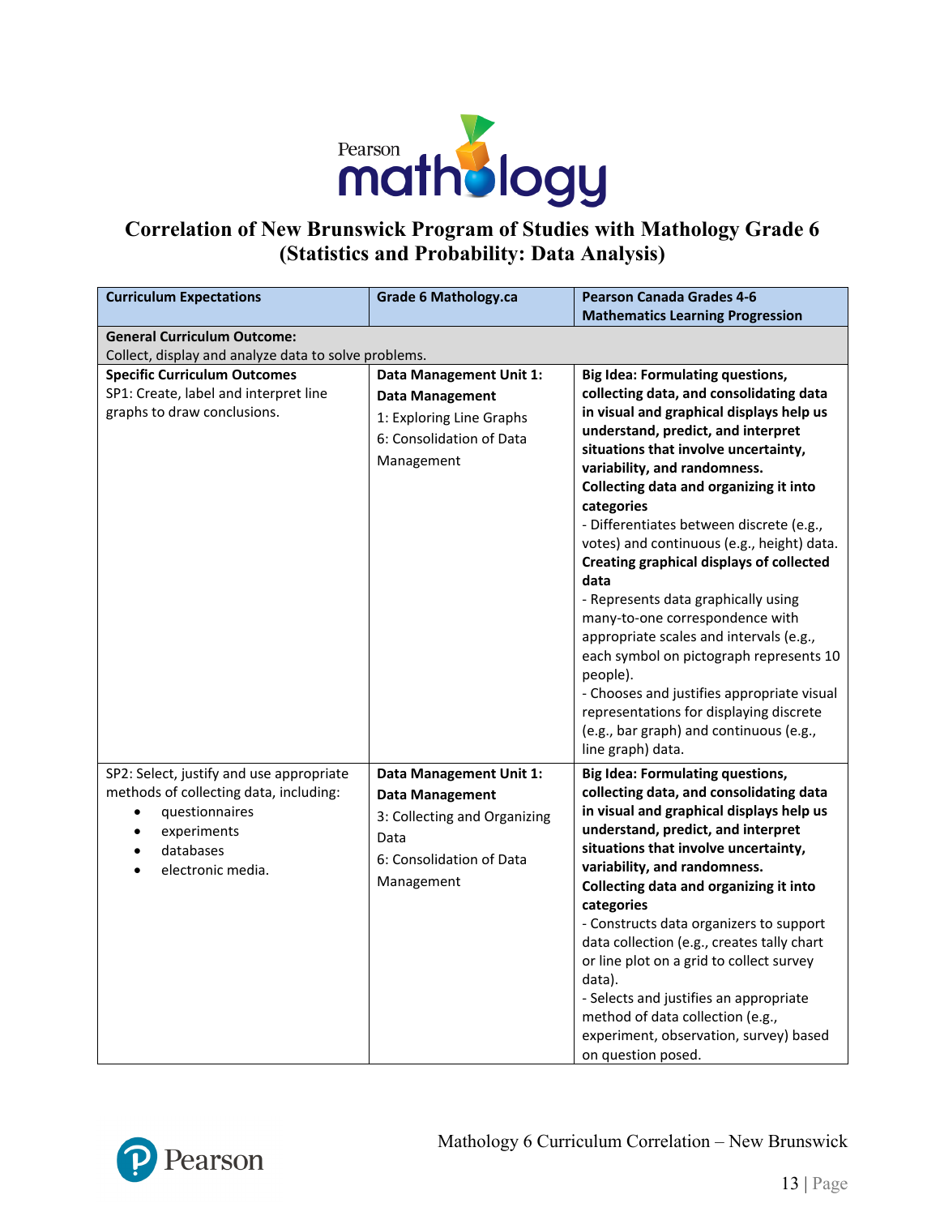# Correlation of New Brunswick Program of Studies with Mathology Grade 6 (Statistics and Probability: Data Analysis)

| Curriculum Expectations | Grade 6 Mathology.ca | Pearson Canada Grades 4-6 Mathematics Learning Progression |
|---|---|---|
| **General Curriculum Outcome:**<br>Collect, display and analyze data to solve problems. | | |
| **Specific Curriculum Outcomes**<br>SP1: Create, label and interpret line graphs to draw conclusions. | **Data Management Unit 1: Data Management**<br>1: Exploring Line Graphs<br>6: Consolidation of Data Management | **Big Idea: Formulating questions, collecting data, and consolidating data in visual and graphical displays help us understand, predict, and interpret situations that involve uncertainty, variability, and randomness.**<br>**Collecting data and organizing it into categories**<br>- Differentiates between discrete (e.g., votes) and continuous (e.g., height) data.<br>**Creating graphical displays of collected data**<br>- Represents data graphically using many-to-one correspondence with appropriate scales and intervals (e.g., each symbol on pictograph represents 10 people).<br>- Chooses and justifies appropriate visual representations for displaying discrete (e.g., bar graph) and continuous (e.g., line graph) data. |
| SP2: Select, justify and use appropriate methods of collecting data, including:<br>• questionnaires<br>• experiments<br>• databases<br>• electronic media. | **Data Management Unit 1: Data Management**<br>3: Collecting and Organizing Data<br>6: Consolidation of Data Management | **Big Idea: Formulating questions, collecting data, and consolidating data in visual and graphical displays help us understand, predict, and interpret situations that involve uncertainty, variability, and randomness.**<br>**Collecting data and organizing it into categories**<br>- Constructs data organizers to support data collection (e.g., creates tally chart or line plot on a grid to collect survey data).<br>- Selects and justifies an appropriate method of data collection (e.g., experiment, observation, survey) based on question posed. |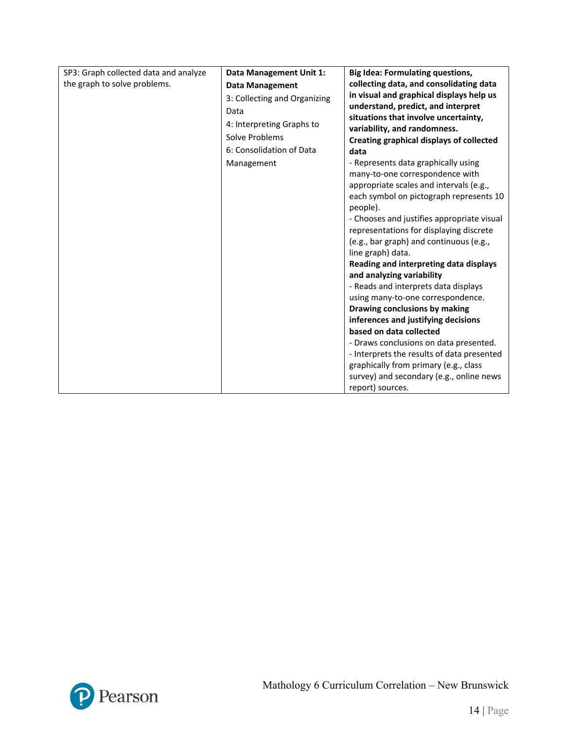| | | |
|---|---|---|
| SP3: Graph collected data and analyze the graph to solve problems. | **Data Management Unit 1: Data Management**<br>3: Collecting and Organizing Data<br>4: Interpreting Graphs to Solve Problems<br>6: Consolidation of Data Management | **Big Idea: Formulating questions, collecting data, and consolidating data in visual and graphical displays help us understand, predict, and interpret situations that involve uncertainty, variability, and randomness.**<br>**Creating graphical displays of collected data**<br>- Represents data graphically using many-to-one correspondence with appropriate scales and intervals (e.g., each symbol on pictograph represents 10 people).<br>- Chooses and justifies appropriate visual representations for displaying discrete (e.g., bar graph) and continuous (e.g., line graph) data.<br>**Reading and interpreting data displays and analyzing variability**<br>- Reads and interprets data displays using many-to-one correspondence.<br>**Drawing conclusions by making inferences and justifying decisions based on data collected**<br>- Draws conclusions on data presented.<br>- Interprets the results of data presented graphically from primary (e.g., class survey) and secondary (e.g., online news report) sources. |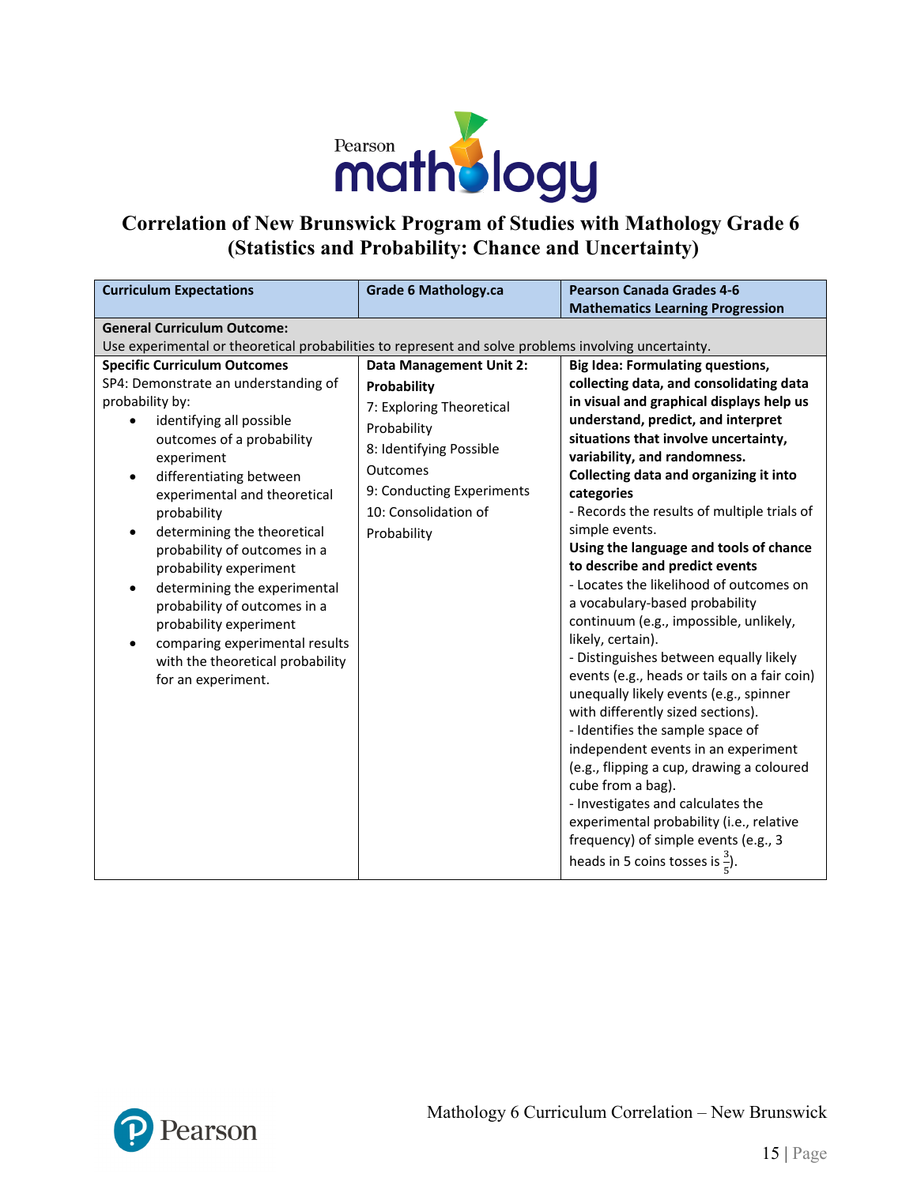# Correlation of New Brunswick Program of Studies with Mathology Grade 6 (Statistics and Probability: Chance and Uncertainty)

| **Curriculum Expectations** | **Grade 6 Mathology.ca** | **Pearson Canada Grades 4-6 Mathematics Learning Progression** |
|---|---|---|
| **General Curriculum Outcome:** Use experimental or theoretical probabilities to represent and solve problems involving uncertainty. | | |
| **Specific Curriculum Outcomes**<br>SP4: Demonstrate an understanding of probability by:<br>• identifying all possible outcomes of a probability experiment<br>• differentiating between experimental and theoretical probability<br>• determining the theoretical probability of outcomes in a probability experiment<br>• determining the experimental probability of outcomes in a probability experiment<br>• comparing experimental results with the theoretical probability for an experiment. | **Data Management Unit 2: Probability**<br>7: Exploring Theoretical Probability<br>8: Identifying Possible Outcomes<br>9: Conducting Experiments<br>10: Consolidation of Probability | **Big Idea: Formulating questions, collecting data, and consolidating data in visual and graphical displays help us understand, predict, and interpret situations that involve uncertainty, variability, and randomness.**<br>**Collecting data and organizing it into categories**<br>- Records the results of multiple trials of simple events.<br>**Using the language and tools of chance to describe and predict events**<br>- Locates the likelihood of outcomes on a vocabulary-based probability continuum (e.g., impossible, unlikely, likely, certain).<br>- Distinguishes between equally likely events (e.g., heads or tails on a fair coin) unequally likely events (e.g., spinner with differently sized sections).<br>- Identifies the sample space of independent events in an experiment (e.g., flipping a cup, drawing a coloured cube from a bag).<br>- Investigates and calculates the experimental probability (i.e., relative frequency) of simple events (e.g., 3 heads in 5 coins tosses is $\frac{3}{5}$). |